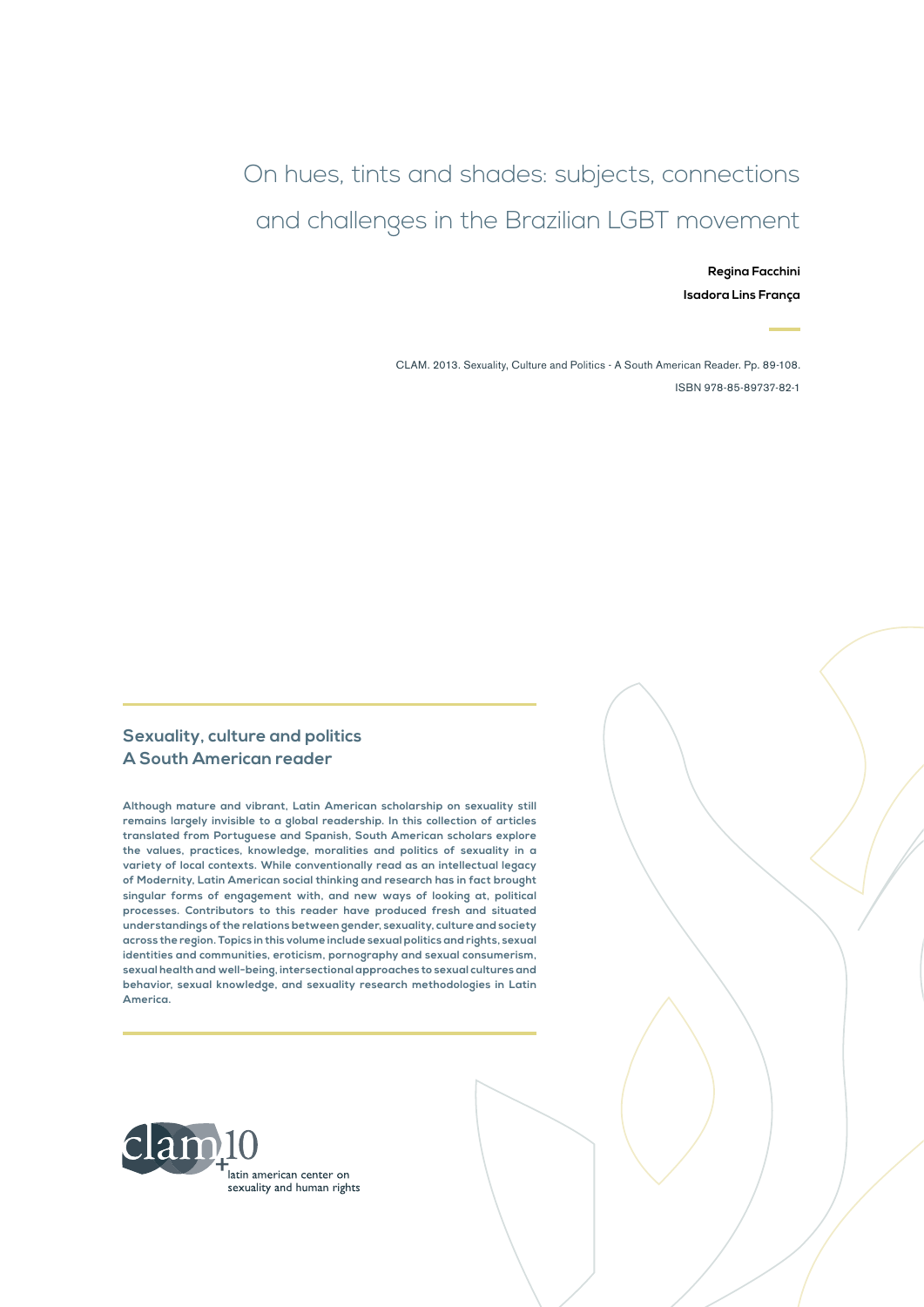# On hues, tints and shades: subjects, connections and challenges in the Brazilian LGBT movement

**Regina Facchini**

**Isadora Lins França**

CLAM. 2013. Sexuality, Culture and Politics - A South American Reader. Pp. 89-108.

ISBN 978-85-89737-82-1

## Sexuality, culture and politics
## A South American reader

**Although mature and vibrant, Latin American scholarship on sexuality still remains largely invisible to a global readership. In this collection of articles translated from Portuguese and Spanish, South American scholars explore the values, practices, knowledge, moralities and politics of sexuality in a variety of local contexts. While conventionally read as an intellectual legacy of Modernity, Latin American social thinking and research has in fact brought singular forms of engagement with, and new ways of looking at, political processes. Contributors to this reader have produced fresh and situated understandings of the relations between gender, sexuality, culture and society across the region. Topics in this volume include sexual politics and rights, sexual identities and communities, eroticism, pornography and sexual consumerism, sexual health and well-being, intersectional approaches to sexual cultures and behavior, sexual knowledge, and sexuality research methodologies in Latin America.**

clam +10

latin american center on sexuality and human rights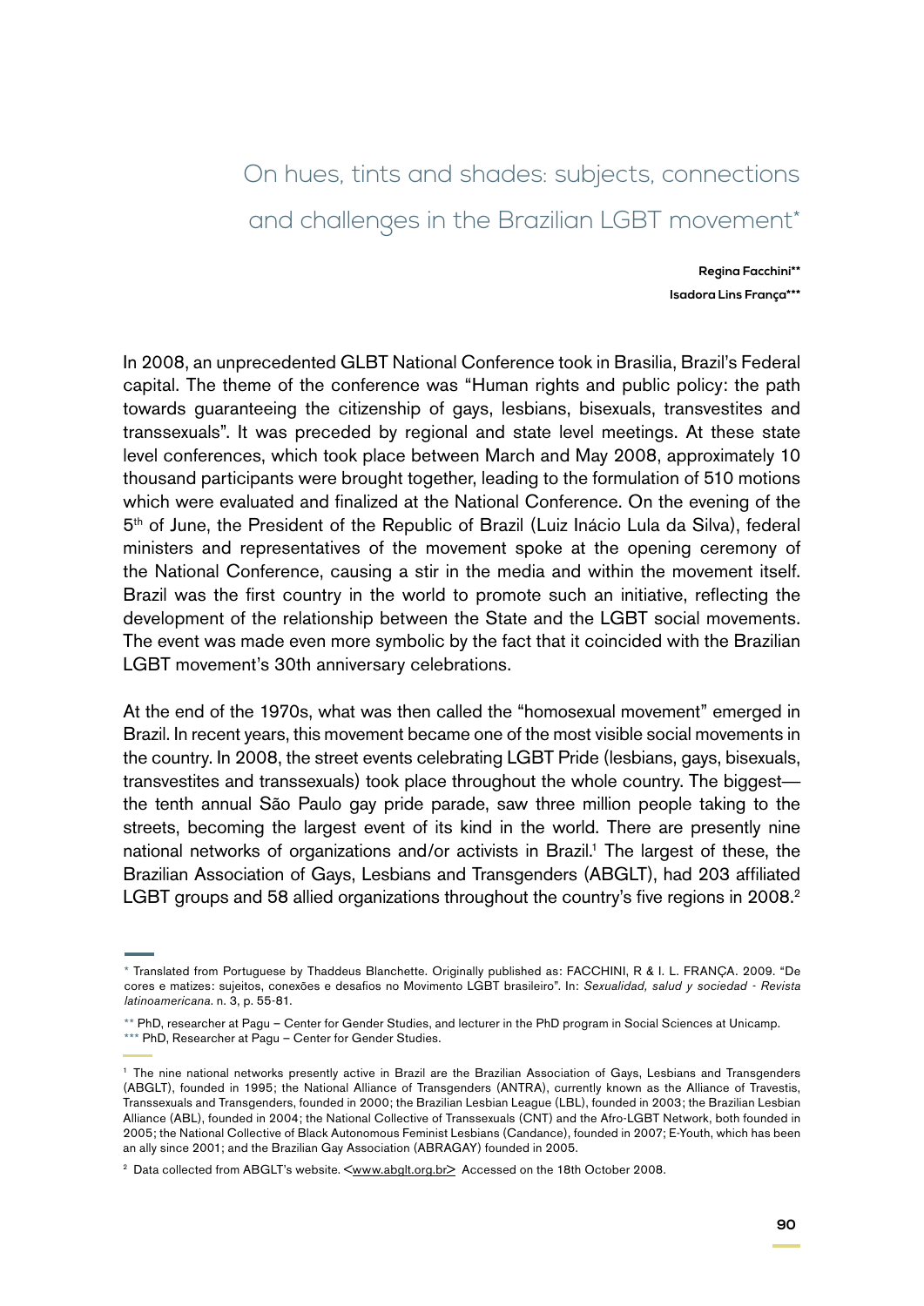# On hues, tints and shades: subjects, connections and challenges in the Brazilian LGBT movement*

**Regina Facchini****
**Isadora Lins França*****

In 2008, an unprecedented GLBT National Conference took in Brasilia, Brazil's Federal capital. The theme of the conference was "Human rights and public policy: the path towards guaranteeing the citizenship of gays, lesbians, bisexuals, transvestites and transsexuals". It was preceded by regional and state level meetings. At these state level conferences, which took place between March and May 2008, approximately 10 thousand participants were brought together, leading to the formulation of 510 motions which were evaluated and finalized at the National Conference. On the evening of the 5th of June, the President of the Republic of Brazil (Luiz Inácio Lula da Silva), federal ministers and representatives of the movement spoke at the opening ceremony of the National Conference, causing a stir in the media and within the movement itself. Brazil was the first country in the world to promote such an initiative, reflecting the development of the relationship between the State and the LGBT social movements. The event was made even more symbolic by the fact that it coincided with the Brazilian LGBT movement's 30th anniversary celebrations.

At the end of the 1970s, what was then called the "homosexual movement" emerged in Brazil. In recent years, this movement became one of the most visible social movements in the country. In 2008, the street events celebrating LGBT Pride (lesbians, gays, bisexuals, transvestites and transsexuals) took place throughout the whole country. The biggest—the tenth annual São Paulo gay pride parade, saw three million people taking to the streets, becoming the largest event of its kind in the world. There are presently nine national networks of organizations and/or activists in Brazil.[1] The largest of these, the Brazilian Association of Gays, Lesbians and Transgenders (ABGLT), had 203 affiliated LGBT groups and 58 allied organizations throughout the country's five regions in 2008.[2]

---

\* Translated from Portuguese by Thaddeus Blanchette. Originally published as: FACCHINI, R & I. L. FRANÇA. 2009. "De cores e matizes: sujeitos, conexões e desafios no Movimento LGBT brasileiro". In: *Sexualidad, salud y sociedad - Revista latinoamericana*. n. 3, p. 55-81.

\*\* PhD, researcher at Pagu – Center for Gender Studies, and lecturer in the PhD program in Social Sciences at Unicamp.

\*\*\* PhD, Researcher at Pagu – Center for Gender Studies.

[1] The nine national networks presently active in Brazil are the Brazilian Association of Gays, Lesbians and Transgenders (ABGLT), founded in 1995; the National Alliance of Transgenders (ANTRA), currently known as the Alliance of Travestis, Transsexuals and Transgenders, founded in 2000; the Brazilian Lesbian League (LBL), founded in 2003; the Brazilian Lesbian Alliance (ABL), founded in 2004; the National Collective of Transsexuals (CNT) and the Afro-LGBT Network, both founded in 2005; the National Collective of Black Autonomous Feminist Lesbians (Candance), founded in 2007; E-Youth, which has been an ally since 2001; and the Brazilian Gay Association (ABRAGAY) founded in 2005.

[2] Data collected from ABGLT's website. <www.abglt.org.br> Accessed on the 18th October 2008.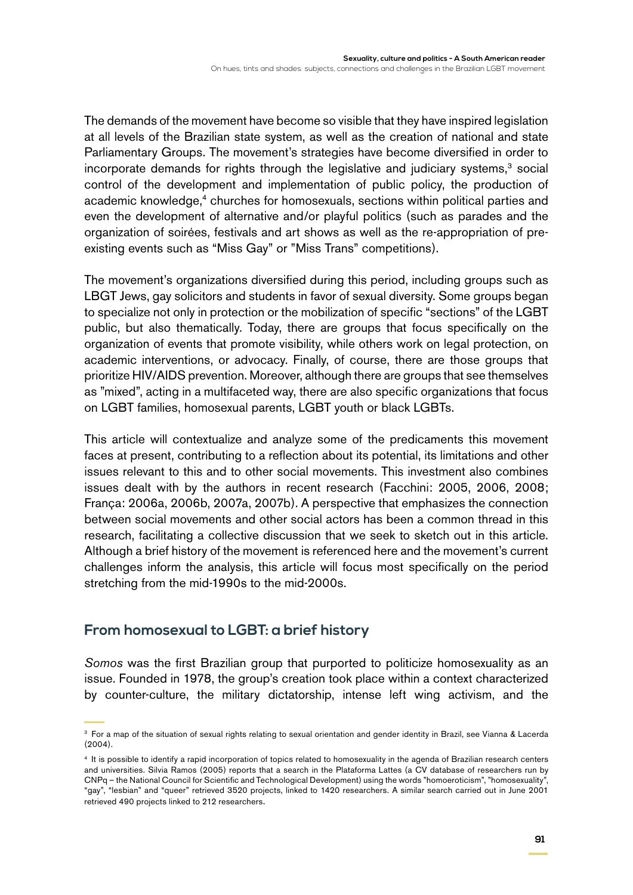The demands of the movement have become so visible that they have inspired legislation at all levels of the Brazilian state system, as well as the creation of national and state Parliamentary Groups. The movement's strategies have become diversified in order to incorporate demands for rights through the legislative and judiciary systems,[3] social control of the development and implementation of public policy, the production of academic knowledge,[4] churches for homosexuals, sections within political parties and even the development of alternative and/or playful politics (such as parades and the organization of soirées, festivals and art shows as well as the re-appropriation of pre-existing events such as "Miss Gay" or "Miss Trans" competitions).

The movement's organizations diversified during this period, including groups such as LBGT Jews, gay solicitors and students in favor of sexual diversity. Some groups began to specialize not only in protection or the mobilization of specific "sections" of the LGBT public, but also thematically. Today, there are groups that focus specifically on the organization of events that promote visibility, while others work on legal protection, on academic interventions, or advocacy. Finally, of course, there are those groups that prioritize HIV/AIDS prevention. Moreover, although there are groups that see themselves as "mixed", acting in a multifaceted way, there are also specific organizations that focus on LGBT families, homosexual parents, LGBT youth or black LGBTs.

This article will contextualize and analyze some of the predicaments this movement faces at present, contributing to a reflection about its potential, its limitations and other issues relevant to this and to other social movements. This investment also combines issues dealt with by the authors in recent research (Facchini: 2005, 2006, 2008; França: 2006a, 2006b, 2007a, 2007b). A perspective that emphasizes the connection between social movements and other social actors has been a common thread in this research, facilitating a collective discussion that we seek to sketch out in this article. Although a brief history of the movement is referenced here and the movement's current challenges inform the analysis, this article will focus most specifically on the period stretching from the mid-1990s to the mid-2000s.

## From homosexual to LGBT: a brief history

*Somos* was the first Brazilian group that purported to politicize homosexuality as an issue. Founded in 1978, the group's creation took place within a context characterized by counter-culture, the military dictatorship, intense left wing activism, and the

---

[3] For a map of the situation of sexual rights relating to sexual orientation and gender identity in Brazil, see Vianna & Lacerda (2004).

[4] It is possible to identify a rapid incorporation of topics related to homosexuality in the agenda of Brazilian research centers and universities. Silvia Ramos (2005) reports that a search in the Plataforma Lattes (a CV database of researchers run by CNPq – the National Council for Scientific and Technological Development) using the words "homoeroticism", "homosexuality", "gay", "lesbian" and "queer" retrieved 3520 projects, linked to 1420 researchers. A similar search carried out in June 2001 retrieved 490 projects linked to 212 researchers.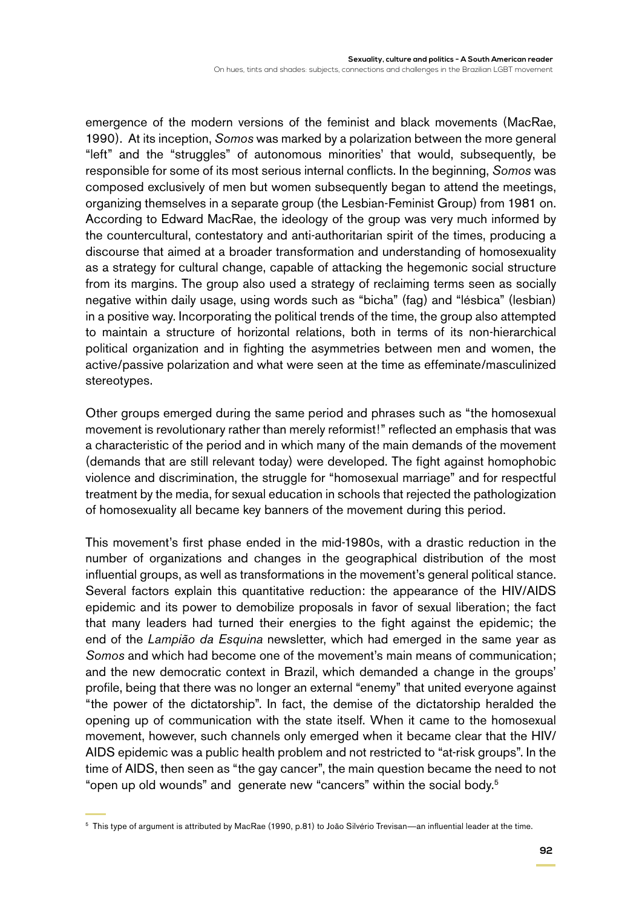emergence of the modern versions of the feminist and black movements (MacRae, 1990). At its inception, *Somos* was marked by a polarization between the more general "left" and the "struggles" of autonomous minorities' that would, subsequently, be responsible for some of its most serious internal conflicts. In the beginning, *Somos* was composed exclusively of men but women subsequently began to attend the meetings, organizing themselves in a separate group (the Lesbian-Feminist Group) from 1981 on. According to Edward MacRae, the ideology of the group was very much informed by the countercultural, contestatory and anti-authoritarian spirit of the times, producing a discourse that aimed at a broader transformation and understanding of homosexuality as a strategy for cultural change, capable of attacking the hegemonic social structure from its margins. The group also used a strategy of reclaiming terms seen as socially negative within daily usage, using words such as "bicha" (fag) and "lésbica" (lesbian) in a positive way. Incorporating the political trends of the time, the group also attempted to maintain a structure of horizontal relations, both in terms of its non-hierarchical political organization and in fighting the asymmetries between men and women, the active/passive polarization and what were seen at the time as effeminate/masculinized stereotypes.

Other groups emerged during the same period and phrases such as "the homosexual movement is revolutionary rather than merely reformist!" reflected an emphasis that was a characteristic of the period and in which many of the main demands of the movement (demands that are still relevant today) were developed. The fight against homophobic violence and discrimination, the struggle for "homosexual marriage" and for respectful treatment by the media, for sexual education in schools that rejected the pathologization of homosexuality all became key banners of the movement during this period.

This movement's first phase ended in the mid-1980s, with a drastic reduction in the number of organizations and changes in the geographical distribution of the most influential groups, as well as transformations in the movement's general political stance. Several factors explain this quantitative reduction: the appearance of the HIV/AIDS epidemic and its power to demobilize proposals in favor of sexual liberation; the fact that many leaders had turned their energies to the fight against the epidemic; the end of the *Lampião da Esquina* newsletter, which had emerged in the same year as *Somos* and which had become one of the movement's main means of communication; and the new democratic context in Brazil, which demanded a change in the groups' profile, being that there was no longer an external "enemy" that united everyone against "the power of the dictatorship". In fact, the demise of the dictatorship heralded the opening up of communication with the state itself. When it came to the homosexual movement, however, such channels only emerged when it became clear that the HIV/AIDS epidemic was a public health problem and not restricted to "at-risk groups". In the time of AIDS, then seen as "the gay cancer", the main question became the need to not "open up old wounds" and generate new "cancers" within the social body.[5]

[5] This type of argument is attributed by MacRae (1990, p.81) to João Silvério Trevisan—an influential leader at the time.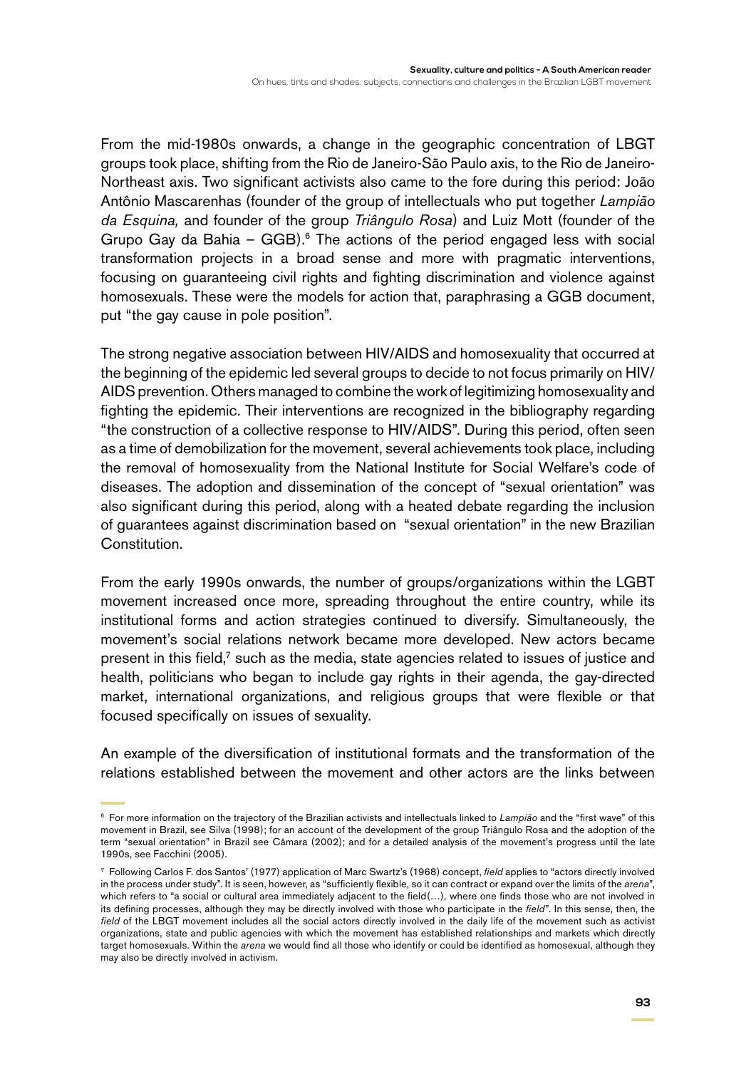From the mid-1980s onwards, a change in the geographic concentration of LBGT groups took place, shifting from the Rio de Janeiro-São Paulo axis, to the Rio de Janeiro-Northeast axis. Two significant activists also came to the fore during this period: João Antônio Mascarenhas (founder of the group of intellectuals who put together *Lampião da Esquina,* and founder of the group *Triângulo Rosa*) and Luiz Mott (founder of the Grupo Gay da Bahia – GGB).[6] The actions of the period engaged less with social transformation projects in a broad sense and more with pragmatic interventions, focusing on guaranteeing civil rights and fighting discrimination and violence against homosexuals. These were the models for action that, paraphrasing a GGB document, put "the gay cause in pole position".

The strong negative association between HIV/AIDS and homosexuality that occurred at the beginning of the epidemic led several groups to decide to not focus primarily on HIV/AIDS prevention. Others managed to combine the work of legitimizing homosexuality and fighting the epidemic. Their interventions are recognized in the bibliography regarding "the construction of a collective response to HIV/AIDS". During this period, often seen as a time of demobilization for the movement, several achievements took place, including the removal of homosexuality from the National Institute for Social Welfare's code of diseases. The adoption and dissemination of the concept of "sexual orientation" was also significant during this period, along with a heated debate regarding the inclusion of guarantees against discrimination based on "sexual orientation" in the new Brazilian Constitution.

From the early 1990s onwards, the number of groups/organizations within the LGBT movement increased once more, spreading throughout the entire country, while its institutional forms and action strategies continued to diversify. Simultaneously, the movement's social relations network became more developed. New actors became present in this field,[7] such as the media, state agencies related to issues of justice and health, politicians who began to include gay rights in their agenda, the gay-directed market, international organizations, and religious groups that were flexible or that focused specifically on issues of sexuality.

An example of the diversification of institutional formats and the transformation of the relations established between the movement and other actors are the links between

---

[6] For more information on the trajectory of the Brazilian activists and intellectuals linked to *Lampião* and the "first wave" of this movement in Brazil, see Silva (1998); for an account of the development of the group Triângulo Rosa and the adoption of the term "sexual orientation" in Brazil see Câmara (2002); and for a detailed analysis of the movement's progress until the late 1990s, see Facchini (2005).

[7] Following Carlos F. dos Santos' (1977) application of Marc Swartz's (1968) concept, *field* applies to "actors directly involved in the process under study". It is seen, however, as "sufficiently flexible, so it can contract or expand over the limits of the *arena*", which refers to "a social or cultural area immediately adjacent to the field(...), where one finds those who are not involved in its defining processes, although they may be directly involved with those who participate in the *field*". In this sense, then, the *field* of the LBGT movement includes all the social actors directly involved in the daily life of the movement such as activist organizations, state and public agencies with which the movement has established relationships and markets which directly target homosexuals. Within the *arena* we would find all those who identify or could be identified as homosexual, although they may also be directly involved in activism.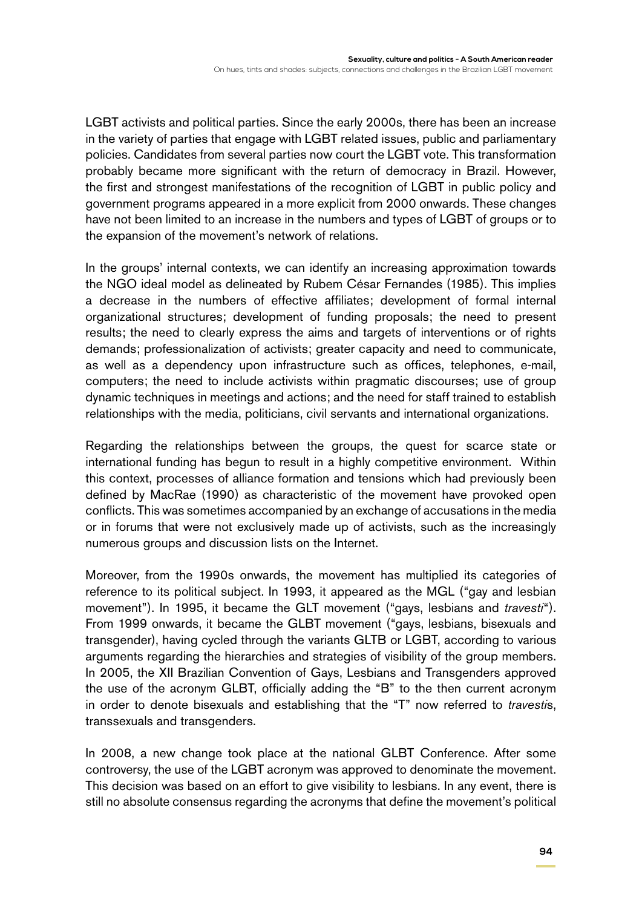LGBT activists and political parties. Since the early 2000s, there has been an increase in the variety of parties that engage with LGBT related issues, public and parliamentary policies. Candidates from several parties now court the LGBT vote. This transformation probably became more significant with the return of democracy in Brazil. However, the first and strongest manifestations of the recognition of LGBT in public policy and government programs appeared in a more explicit from 2000 onwards. These changes have not been limited to an increase in the numbers and types of LGBT of groups or to the expansion of the movement's network of relations.

In the groups' internal contexts, we can identify an increasing approximation towards the NGO ideal model as delineated by Rubem César Fernandes (1985). This implies a decrease in the numbers of effective affiliates; development of formal internal organizational structures; development of funding proposals; the need to present results; the need to clearly express the aims and targets of interventions or of rights demands; professionalization of activists; greater capacity and need to communicate, as well as a dependency upon infrastructure such as offices, telephones, e-mail, computers; the need to include activists within pragmatic discourses; use of group dynamic techniques in meetings and actions; and the need for staff trained to establish relationships with the media, politicians, civil servants and international organizations.

Regarding the relationships between the groups, the quest for scarce state or international funding has begun to result in a highly competitive environment. Within this context, processes of alliance formation and tensions which had previously been defined by MacRae (1990) as characteristic of the movement have provoked open conflicts. This was sometimes accompanied by an exchange of accusations in the media or in forums that were not exclusively made up of activists, such as the increasingly numerous groups and discussion lists on the Internet.

Moreover, from the 1990s onwards, the movement has multiplied its categories of reference to its political subject. In 1993, it appeared as the MGL ("gay and lesbian movement"). In 1995, it became the GLT movement ("gays, lesbians and *travesti*"). From 1999 onwards, it became the GLBT movement ("gays, lesbians, bisexuals and transgender), having cycled through the variants GLTB or LGBT, according to various arguments regarding the hierarchies and strategies of visibility of the group members. In 2005, the XII Brazilian Convention of Gays, Lesbians and Transgenders approved the use of the acronym GLBT, officially adding the "B" to the then current acronym in order to denote bisexuals and establishing that the "T" now referred to *travesti*s, transsexuals and transgenders.

In 2008, a new change took place at the national GLBT Conference. After some controversy, the use of the LGBT acronym was approved to denominate the movement. This decision was based on an effort to give visibility to lesbians. In any event, there is still no absolute consensus regarding the acronyms that define the movement's political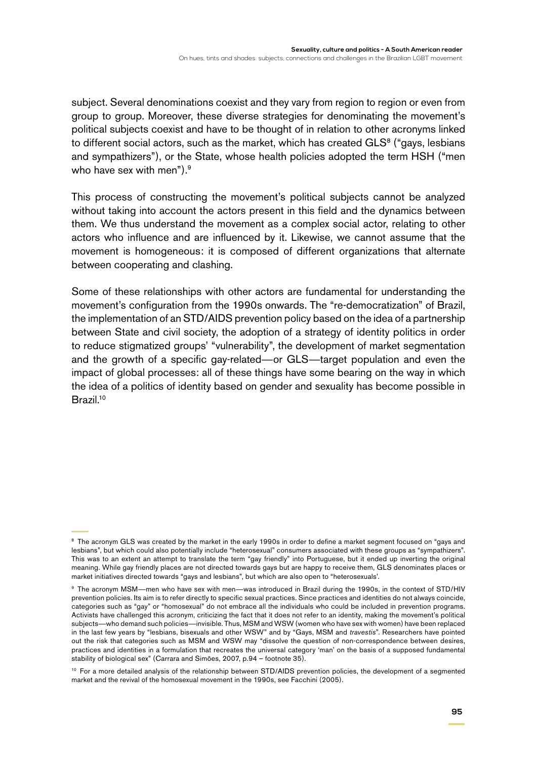subject. Several denominations coexist and they vary from region to region or even from group to group. Moreover, these diverse strategies for denominating the movement's political subjects coexist and have to be thought of in relation to other acronyms linked to different social actors, such as the market, which has created GLS[8] ("gays, lesbians and sympathizers"), or the State, whose health policies adopted the term HSH ("men who have sex with men").[9]

This process of constructing the movement's political subjects cannot be analyzed without taking into account the actors present in this field and the dynamics between them. We thus understand the movement as a complex social actor, relating to other actors who influence and are influenced by it. Likewise, we cannot assume that the movement is homogeneous: it is composed of different organizations that alternate between cooperating and clashing.

Some of these relationships with other actors are fundamental for understanding the movement's configuration from the 1990s onwards. The "re-democratization" of Brazil, the implementation of an STD/AIDS prevention policy based on the idea of a partnership between State and civil society, the adoption of a strategy of identity politics in order to reduce stigmatized groups' "vulnerability", the development of market segmentation and the growth of a specific gay-related—or GLS—target population and even the impact of global processes: all of these things have some bearing on the way in which the idea of a politics of identity based on gender and sexuality has become possible in Brazil.[10]

---

[8] The acronym GLS was created by the market in the early 1990s in order to define a market segment focused on "gays and lesbians", but which could also potentially include "heterosexual" consumers associated with these groups as "sympathizers". This was to an extent an attempt to translate the term "gay friendly" into Portuguese, but it ended up inverting the original meaning. While gay friendly places are not directed towards gays but are happy to receive them, GLS denominates places or market initiatives directed towards "gays and lesbians", but which are also open to "heterosexuals'.

[9] The acronym MSM—men who have sex with men—was introduced in Brazil during the 1990s, in the context of STD/HIV prevention policies. Its aim is to refer directly to specific sexual practices. Since practices and identities do not always coincide, categories such as "gay" or "homosexual" do not embrace all the individuals who could be included in prevention programs. Activists have challenged this acronym, criticizing the fact that it does not refer to an identity, making the movement's political subjects—who demand such policies—invisible. Thus, MSM and WSW (women who have sex with women) have been replaced in the last few years by "lesbians, bisexuals and other WSW" and by "Gays, MSM and *travestis*". Researchers have pointed out the risk that categories such as MSM and WSW may "dissolve the question of non-correspondence between desires, practices and identities in a formulation that recreates the universal category 'man' on the basis of a supposed fundamental stability of biological sex" (Carrara and Simões, 2007, p.94 – footnote 35).

[10] For a more detailed analysis of the relationship between STD/AIDS prevention policies, the development of a segmented market and the revival of the homosexual movement in the 1990s, see Facchini (2005).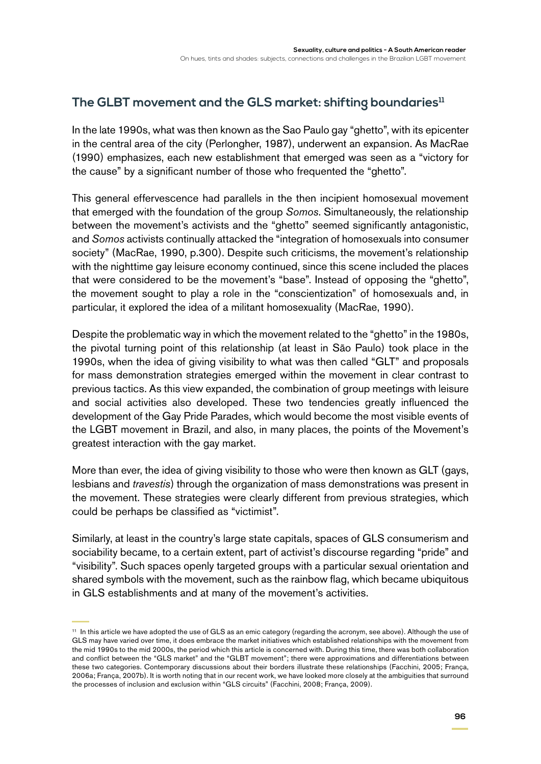## The GLBT movement and the GLS market: shifting boundaries[11]

In the late 1990s, what was then known as the Sao Paulo gay "ghetto", with its epicenter in the central area of the city (Perlongher, 1987), underwent an expansion. As MacRae (1990) emphasizes, each new establishment that emerged was seen as a "victory for the cause" by a significant number of those who frequented the "ghetto".

This general effervescence had parallels in the then incipient homosexual movement that emerged with the foundation of the group *Somos*. Simultaneously, the relationship between the movement's activists and the "ghetto" seemed significantly antagonistic, and *Somos* activists continually attacked the "integration of homosexuals into consumer society" (MacRae, 1990, p.300). Despite such criticisms, the movement's relationship with the nighttime gay leisure economy continued, since this scene included the places that were considered to be the movement's "base". Instead of opposing the "ghetto", the movement sought to play a role in the "conscientization" of homosexuals and, in particular, it explored the idea of a militant homosexuality (MacRae, 1990).

Despite the problematic way in which the movement related to the "ghetto" in the 1980s, the pivotal turning point of this relationship (at least in São Paulo) took place in the 1990s, when the idea of giving visibility to what was then called "GLT" and proposals for mass demonstration strategies emerged within the movement in clear contrast to previous tactics. As this view expanded, the combination of group meetings with leisure and social activities also developed. These two tendencies greatly influenced the development of the Gay Pride Parades, which would become the most visible events of the LGBT movement in Brazil, and also, in many places, the points of the Movement's greatest interaction with the gay market.

More than ever, the idea of giving visibility to those who were then known as GLT (gays, lesbians and *travestis*) through the organization of mass demonstrations was present in the movement. These strategies were clearly different from previous strategies, which could be perhaps be classified as "victimist".

Similarly, at least in the country's large state capitals, spaces of GLS consumerism and sociability became, to a certain extent, part of activist's discourse regarding "pride" and "visibility". Such spaces openly targeted groups with a particular sexual orientation and shared symbols with the movement, such as the rainbow flag, which became ubiquitous in GLS establishments and at many of the movement's activities.

[11] In this article we have adopted the use of GLS as an emic category (regarding the acronym, see above). Although the use of GLS may have varied over time, it does embrace the market initiatives which established relationships with the movement from the mid 1990s to the mid 2000s, the period which this article is concerned with. During this time, there was both collaboration and conflict between the "GLS market" and the "GLBT movement"; there were approximations and differentiations between these two categories. Contemporary discussions about their borders illustrate these relationships (Facchini, 2005; França, 2006a; França, 2007b). It is worth noting that in our recent work, we have looked more closely at the ambiguities that surround the processes of inclusion and exclusion within "GLS circuits" (Facchini, 2008; França, 2009).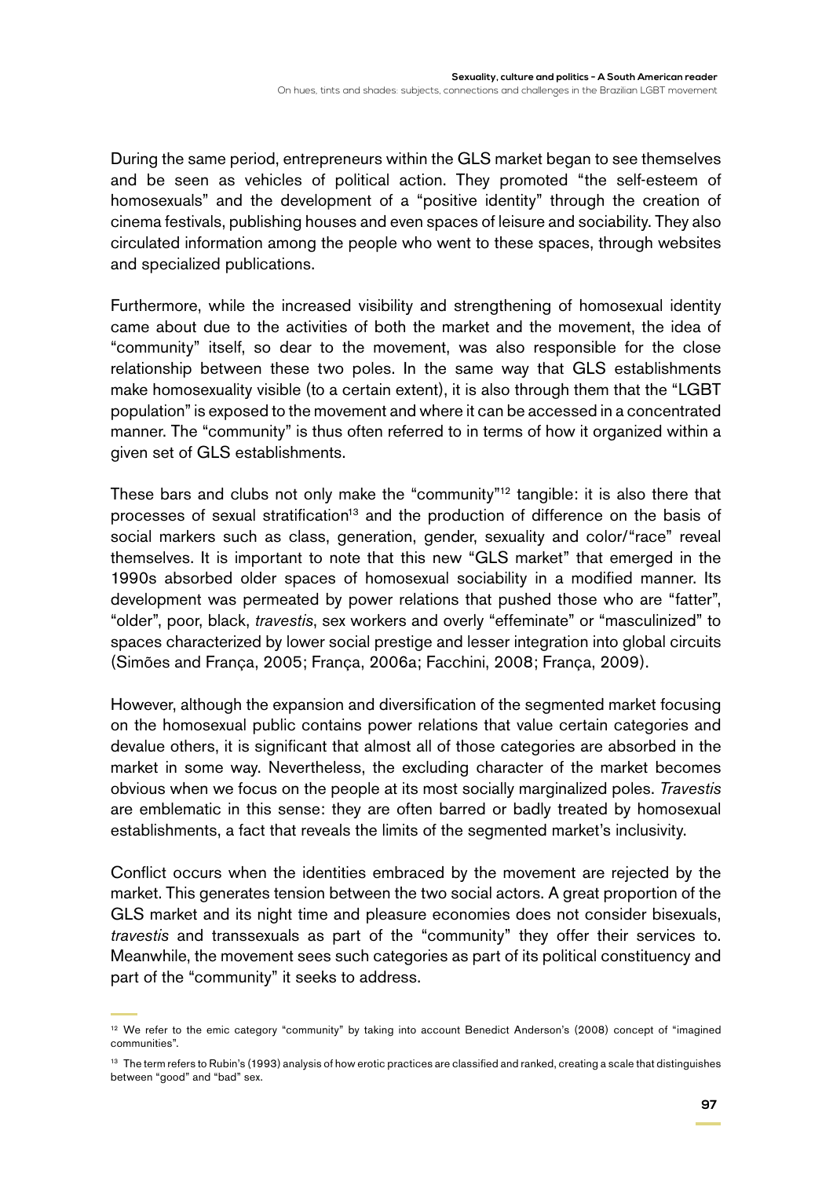During the same period, entrepreneurs within the GLS market began to see themselves and be seen as vehicles of political action. They promoted "the self-esteem of homosexuals" and the development of a "positive identity" through the creation of cinema festivals, publishing houses and even spaces of leisure and sociability. They also circulated information among the people who went to these spaces, through websites and specialized publications.

Furthermore, while the increased visibility and strengthening of homosexual identity came about due to the activities of both the market and the movement, the idea of "community" itself, so dear to the movement, was also responsible for the close relationship between these two poles. In the same way that GLS establishments make homosexuality visible (to a certain extent), it is also through them that the "LGBT population" is exposed to the movement and where it can be accessed in a concentrated manner. The "community" is thus often referred to in terms of how it organized within a given set of GLS establishments.

These bars and clubs not only make the "community"[12] tangible: it is also there that processes of sexual stratification[13] and the production of difference on the basis of social markers such as class, generation, gender, sexuality and color/"race" reveal themselves. It is important to note that this new "GLS market" that emerged in the 1990s absorbed older spaces of homosexual sociability in a modified manner. Its development was permeated by power relations that pushed those who are "fatter", "older", poor, black, *travestis*, sex workers and overly "effeminate" or "masculinized" to spaces characterized by lower social prestige and lesser integration into global circuits (Simões and França, 2005; França, 2006a; Facchini, 2008; França, 2009).

However, although the expansion and diversification of the segmented market focusing on the homosexual public contains power relations that value certain categories and devalue others, it is significant that almost all of those categories are absorbed in the market in some way. Nevertheless, the excluding character of the market becomes obvious when we focus on the people at its most socially marginalized poles. *Travestis* are emblematic in this sense: they are often barred or badly treated by homosexual establishments, a fact that reveals the limits of the segmented market's inclusivity.

Conflict occurs when the identities embraced by the movement are rejected by the market. This generates tension between the two social actors. A great proportion of the GLS market and its night time and pleasure economies does not consider bisexuals, *travestis* and transsexuals as part of the "community" they offer their services to. Meanwhile, the movement sees such categories as part of its political constituency and part of the "community" it seeks to address.

---

[12] We refer to the emic category "community" by taking into account Benedict Anderson's (2008) concept of "imagined communities".

[13] The term refers to Rubin's (1993) analysis of how erotic practices are classified and ranked, creating a scale that distinguishes between "good" and "bad" sex.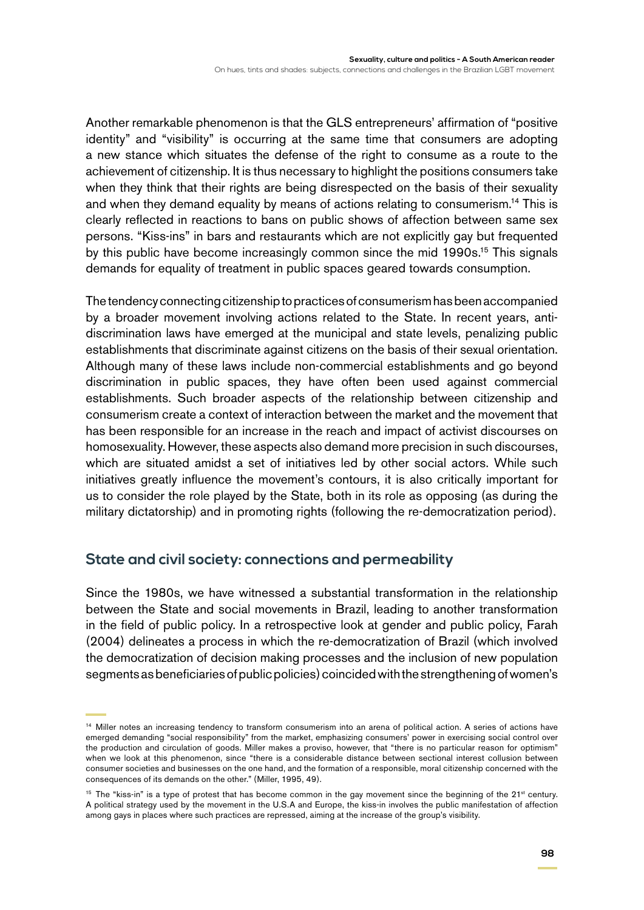Another remarkable phenomenon is that the GLS entrepreneurs' affirmation of "positive identity" and "visibility" is occurring at the same time that consumers are adopting a new stance which situates the defense of the right to consume as a route to the achievement of citizenship. It is thus necessary to highlight the positions consumers take when they think that their rights are being disrespected on the basis of their sexuality and when they demand equality by means of actions relating to consumerism.[14] This is clearly reflected in reactions to bans on public shows of affection between same sex persons. "Kiss-ins" in bars and restaurants which are not explicitly gay but frequented by this public have become increasingly common since the mid 1990s.[15] This signals demands for equality of treatment in public spaces geared towards consumption.

The tendency connecting citizenship to practices of consumerism has been accompanied by a broader movement involving actions related to the State. In recent years, anti-discrimination laws have emerged at the municipal and state levels, penalizing public establishments that discriminate against citizens on the basis of their sexual orientation. Although many of these laws include non-commercial establishments and go beyond discrimination in public spaces, they have often been used against commercial establishments. Such broader aspects of the relationship between citizenship and consumerism create a context of interaction between the market and the movement that has been responsible for an increase in the reach and impact of activist discourses on homosexuality. However, these aspects also demand more precision in such discourses, which are situated amidst a set of initiatives led by other social actors. While such initiatives greatly influence the movement's contours, it is also critically important for us to consider the role played by the State, both in its role as opposing (as during the military dictatorship) and in promoting rights (following the re-democratization period).

## State and civil society: connections and permeability

Since the 1980s, we have witnessed a substantial transformation in the relationship between the State and social movements in Brazil, leading to another transformation in the field of public policy. In a retrospective look at gender and public policy, Farah (2004) delineates a process in which the re-democratization of Brazil (which involved the democratization of decision making processes and the inclusion of new population segments as beneficiaries of public policies) coincided with the strengthening of women's

---

[14] Miller notes an increasing tendency to transform consumerism into an arena of political action. A series of actions have emerged demanding "social responsibility" from the market, emphasizing consumers' power in exercising social control over the production and circulation of goods. Miller makes a proviso, however, that "there is no particular reason for optimism" when we look at this phenomenon, since "there is a considerable distance between sectional interest collusion between consumer societies and businesses on the one hand, and the formation of a responsible, moral citizenship concerned with the consequences of its demands on the other." (Miller, 1995, 49).

[15] The "kiss-in" is a type of protest that has become common in the gay movement since the beginning of the 21st century. A political strategy used by the movement in the U.S.A and Europe, the kiss-in involves the public manifestation of affection among gays in places where such practices are repressed, aiming at the increase of the group's visibility.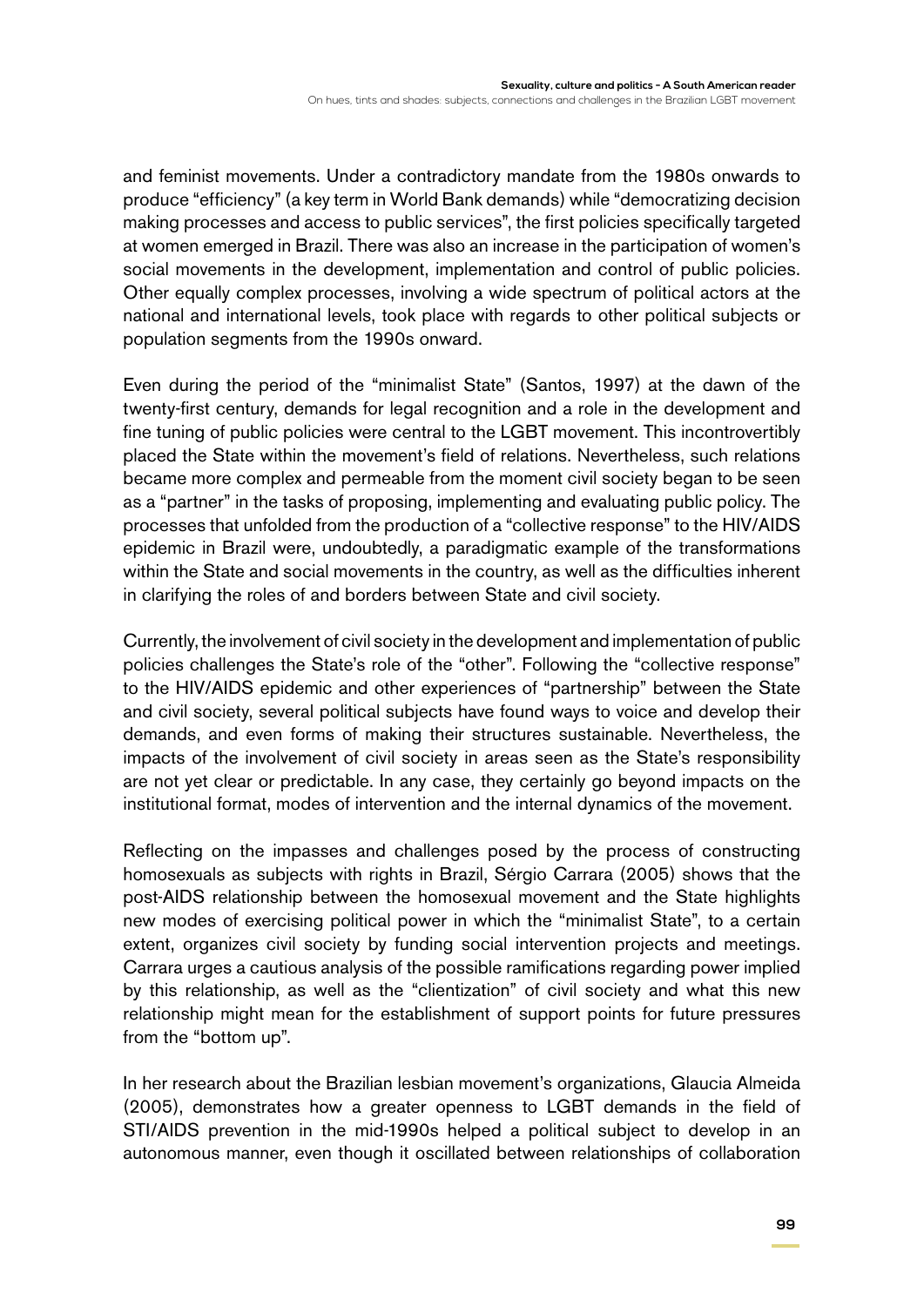and feminist movements. Under a contradictory mandate from the 1980s onwards to produce "efficiency" (a key term in World Bank demands) while "democratizing decision making processes and access to public services", the first policies specifically targeted at women emerged in Brazil. There was also an increase in the participation of women's social movements in the development, implementation and control of public policies. Other equally complex processes, involving a wide spectrum of political actors at the national and international levels, took place with regards to other political subjects or population segments from the 1990s onward.

Even during the period of the "minimalist State" (Santos, 1997) at the dawn of the twenty-first century, demands for legal recognition and a role in the development and fine tuning of public policies were central to the LGBT movement. This incontrovertibly placed the State within the movement's field of relations. Nevertheless, such relations became more complex and permeable from the moment civil society began to be seen as a "partner" in the tasks of proposing, implementing and evaluating public policy. The processes that unfolded from the production of a "collective response" to the HIV/AIDS epidemic in Brazil were, undoubtedly, a paradigmatic example of the transformations within the State and social movements in the country, as well as the difficulties inherent in clarifying the roles of and borders between State and civil society.

Currently, the involvement of civil society in the development and implementation of public policies challenges the State's role of the "other". Following the "collective response" to the HIV/AIDS epidemic and other experiences of "partnership" between the State and civil society, several political subjects have found ways to voice and develop their demands, and even forms of making their structures sustainable. Nevertheless, the impacts of the involvement of civil society in areas seen as the State's responsibility are not yet clear or predictable. In any case, they certainly go beyond impacts on the institutional format, modes of intervention and the internal dynamics of the movement.

Reflecting on the impasses and challenges posed by the process of constructing homosexuals as subjects with rights in Brazil, Sérgio Carrara (2005) shows that the post-AIDS relationship between the homosexual movement and the State highlights new modes of exercising political power in which the "minimalist State", to a certain extent, organizes civil society by funding social intervention projects and meetings. Carrara urges a cautious analysis of the possible ramifications regarding power implied by this relationship, as well as the "clientization" of civil society and what this new relationship might mean for the establishment of support points for future pressures from the "bottom up".

In her research about the Brazilian lesbian movement's organizations, Glaucia Almeida (2005), demonstrates how a greater openness to LGBT demands in the field of STI/AIDS prevention in the mid-1990s helped a political subject to develop in an autonomous manner, even though it oscillated between relationships of collaboration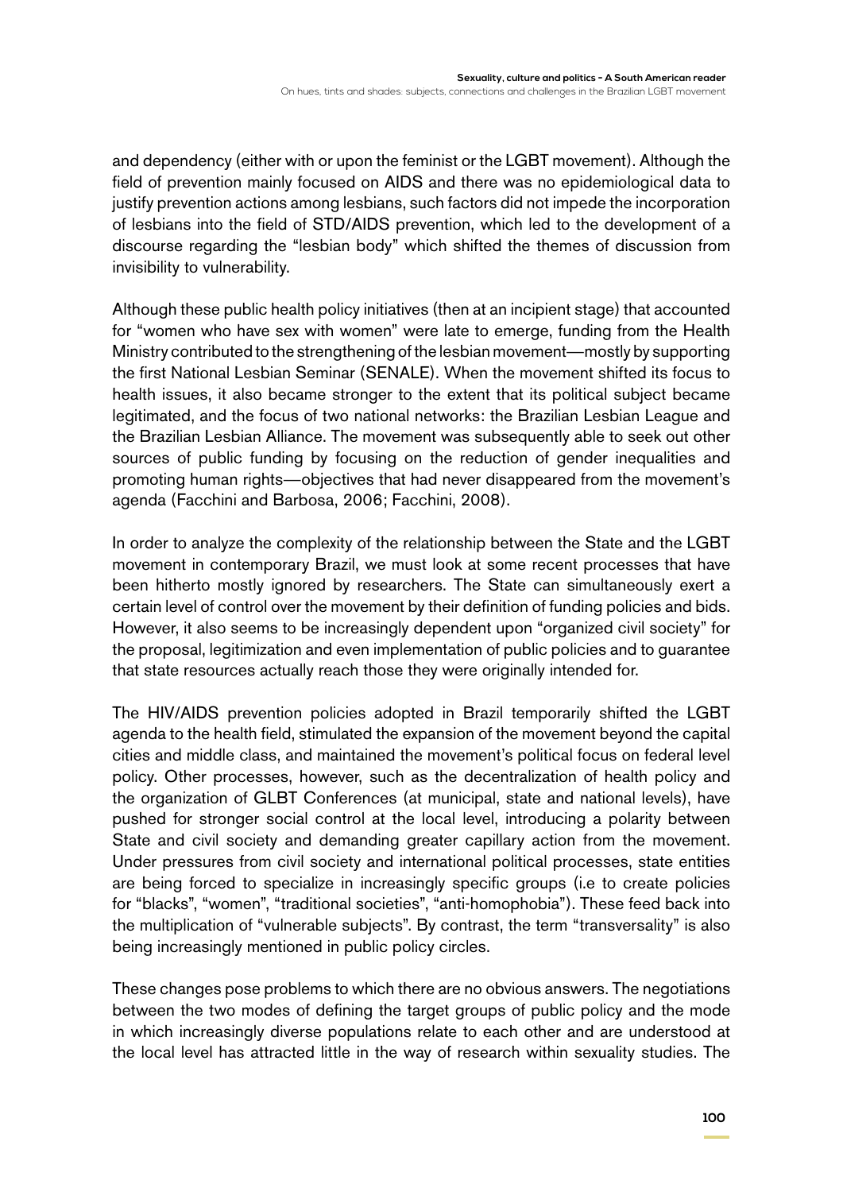and dependency (either with or upon the feminist or the LGBT movement). Although the field of prevention mainly focused on AIDS and there was no epidemiological data to justify prevention actions among lesbians, such factors did not impede the incorporation of lesbians into the field of STD/AIDS prevention, which led to the development of a discourse regarding the "lesbian body" which shifted the themes of discussion from invisibility to vulnerability.

Although these public health policy initiatives (then at an incipient stage) that accounted for "women who have sex with women" were late to emerge, funding from the Health Ministry contributed to the strengthening of the lesbian movement—mostly by supporting the first National Lesbian Seminar (SENALE). When the movement shifted its focus to health issues, it also became stronger to the extent that its political subject became legitimated, and the focus of two national networks: the Brazilian Lesbian League and the Brazilian Lesbian Alliance. The movement was subsequently able to seek out other sources of public funding by focusing on the reduction of gender inequalities and promoting human rights—objectives that had never disappeared from the movement's agenda (Facchini and Barbosa, 2006; Facchini, 2008).

In order to analyze the complexity of the relationship between the State and the LGBT movement in contemporary Brazil, we must look at some recent processes that have been hitherto mostly ignored by researchers. The State can simultaneously exert a certain level of control over the movement by their definition of funding policies and bids. However, it also seems to be increasingly dependent upon "organized civil society" for the proposal, legitimization and even implementation of public policies and to guarantee that state resources actually reach those they were originally intended for.

The HIV/AIDS prevention policies adopted in Brazil temporarily shifted the LGBT agenda to the health field, stimulated the expansion of the movement beyond the capital cities and middle class, and maintained the movement's political focus on federal level policy. Other processes, however, such as the decentralization of health policy and the organization of GLBT Conferences (at municipal, state and national levels), have pushed for stronger social control at the local level, introducing a polarity between State and civil society and demanding greater capillary action from the movement. Under pressures from civil society and international political processes, state entities are being forced to specialize in increasingly specific groups (i.e to create policies for "blacks", "women", "traditional societies", "anti-homophobia"). These feed back into the multiplication of "vulnerable subjects". By contrast, the term "transversality" is also being increasingly mentioned in public policy circles.

These changes pose problems to which there are no obvious answers. The negotiations between the two modes of defining the target groups of public policy and the mode in which increasingly diverse populations relate to each other and are understood at the local level has attracted little in the way of research within sexuality studies. The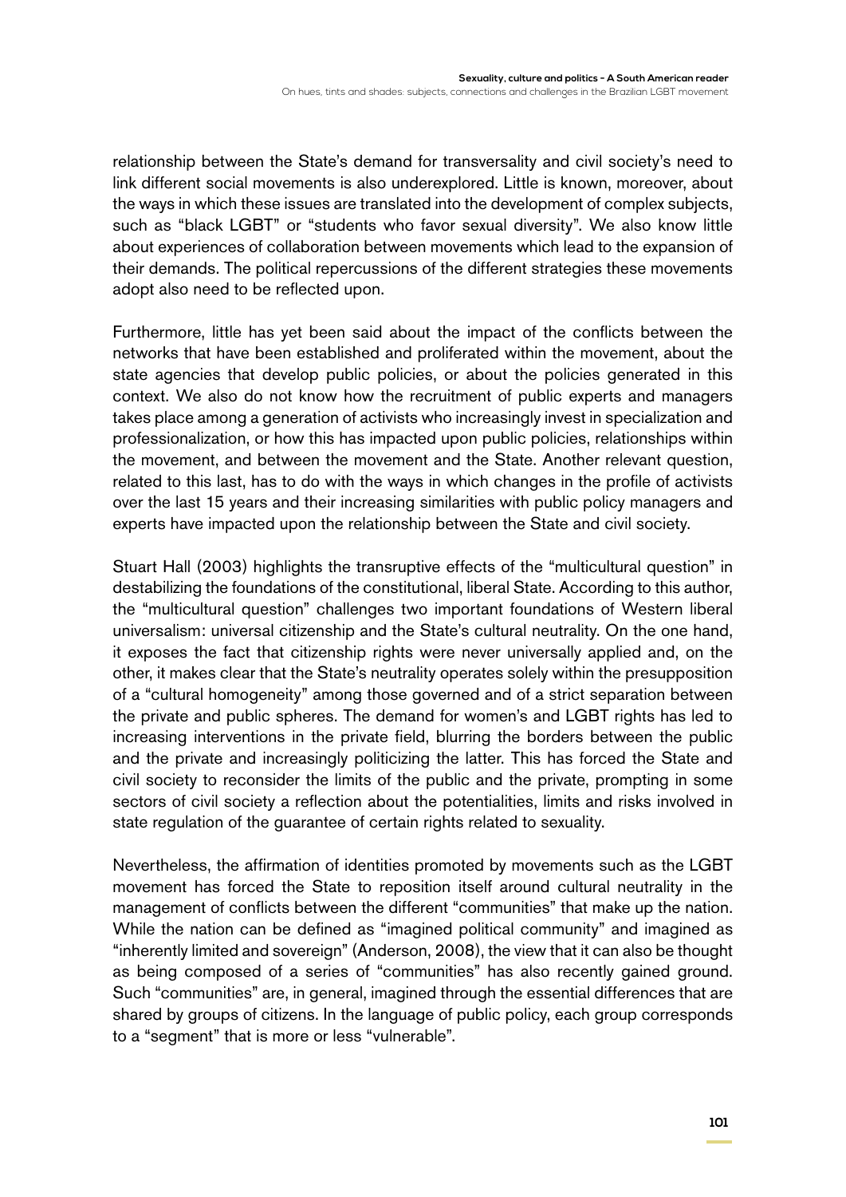relationship between the State's demand for transversality and civil society's need to link different social movements is also underexplored. Little is known, moreover, about the ways in which these issues are translated into the development of complex subjects, such as "black LGBT" or "students who favor sexual diversity". We also know little about experiences of collaboration between movements which lead to the expansion of their demands. The political repercussions of the different strategies these movements adopt also need to be reflected upon.

Furthermore, little has yet been said about the impact of the conflicts between the networks that have been established and proliferated within the movement, about the state agencies that develop public policies, or about the policies generated in this context. We also do not know how the recruitment of public experts and managers takes place among a generation of activists who increasingly invest in specialization and professionalization, or how this has impacted upon public policies, relationships within the movement, and between the movement and the State. Another relevant question, related to this last, has to do with the ways in which changes in the profile of activists over the last 15 years and their increasing similarities with public policy managers and experts have impacted upon the relationship between the State and civil society.

Stuart Hall (2003) highlights the transruptive effects of the "multicultural question" in destabilizing the foundations of the constitutional, liberal State. According to this author, the "multicultural question" challenges two important foundations of Western liberal universalism: universal citizenship and the State's cultural neutrality. On the one hand, it exposes the fact that citizenship rights were never universally applied and, on the other, it makes clear that the State's neutrality operates solely within the presupposition of a "cultural homogeneity" among those governed and of a strict separation between the private and public spheres. The demand for women's and LGBT rights has led to increasing interventions in the private field, blurring the borders between the public and the private and increasingly politicizing the latter. This has forced the State and civil society to reconsider the limits of the public and the private, prompting in some sectors of civil society a reflection about the potentialities, limits and risks involved in state regulation of the guarantee of certain rights related to sexuality.

Nevertheless, the affirmation of identities promoted by movements such as the LGBT movement has forced the State to reposition itself around cultural neutrality in the management of conflicts between the different "communities" that make up the nation. While the nation can be defined as "imagined political community" and imagined as "inherently limited and sovereign" (Anderson, 2008), the view that it can also be thought as being composed of a series of "communities" has also recently gained ground. Such "communities" are, in general, imagined through the essential differences that are shared by groups of citizens. In the language of public policy, each group corresponds to a "segment" that is more or less "vulnerable".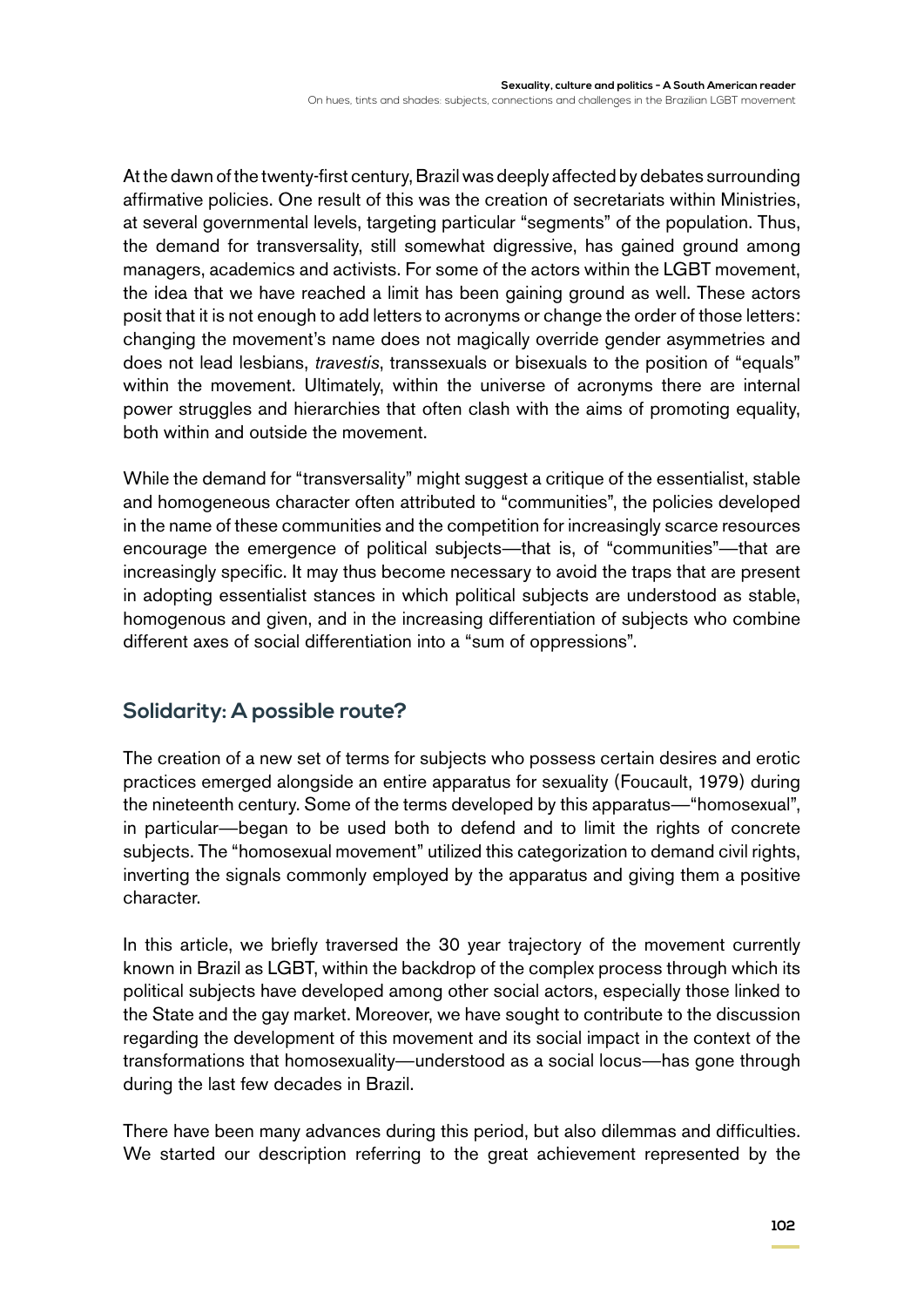At the dawn of the twenty-first century, Brazil was deeply affected by debates surrounding affirmative policies. One result of this was the creation of secretariats within Ministries, at several governmental levels, targeting particular "segments" of the population. Thus, the demand for transversality, still somewhat digressive, has gained ground among managers, academics and activists. For some of the actors within the LGBT movement, the idea that we have reached a limit has been gaining ground as well. These actors posit that it is not enough to add letters to acronyms or change the order of those letters: changing the movement's name does not magically override gender asymmetries and does not lead lesbians, *travestis*, transsexuals or bisexuals to the position of "equals" within the movement. Ultimately, within the universe of acronyms there are internal power struggles and hierarchies that often clash with the aims of promoting equality, both within and outside the movement.

While the demand for "transversality" might suggest a critique of the essentialist, stable and homogeneous character often attributed to "communities", the policies developed in the name of these communities and the competition for increasingly scarce resources encourage the emergence of political subjects—that is, of "communities"—that are increasingly specific. It may thus become necessary to avoid the traps that are present in adopting essentialist stances in which political subjects are understood as stable, homogenous and given, and in the increasing differentiation of subjects who combine different axes of social differentiation into a "sum of oppressions".

## Solidarity: A possible route?

The creation of a new set of terms for subjects who possess certain desires and erotic practices emerged alongside an entire apparatus for sexuality (Foucault, 1979) during the nineteenth century. Some of the terms developed by this apparatus—"homosexual", in particular—began to be used both to defend and to limit the rights of concrete subjects. The "homosexual movement" utilized this categorization to demand civil rights, inverting the signals commonly employed by the apparatus and giving them a positive character.

In this article, we briefly traversed the 30 year trajectory of the movement currently known in Brazil as LGBT, within the backdrop of the complex process through which its political subjects have developed among other social actors, especially those linked to the State and the gay market. Moreover, we have sought to contribute to the discussion regarding the development of this movement and its social impact in the context of the transformations that homosexuality—understood as a social locus—has gone through during the last few decades in Brazil.

There have been many advances during this period, but also dilemmas and difficulties. We started our description referring to the great achievement represented by the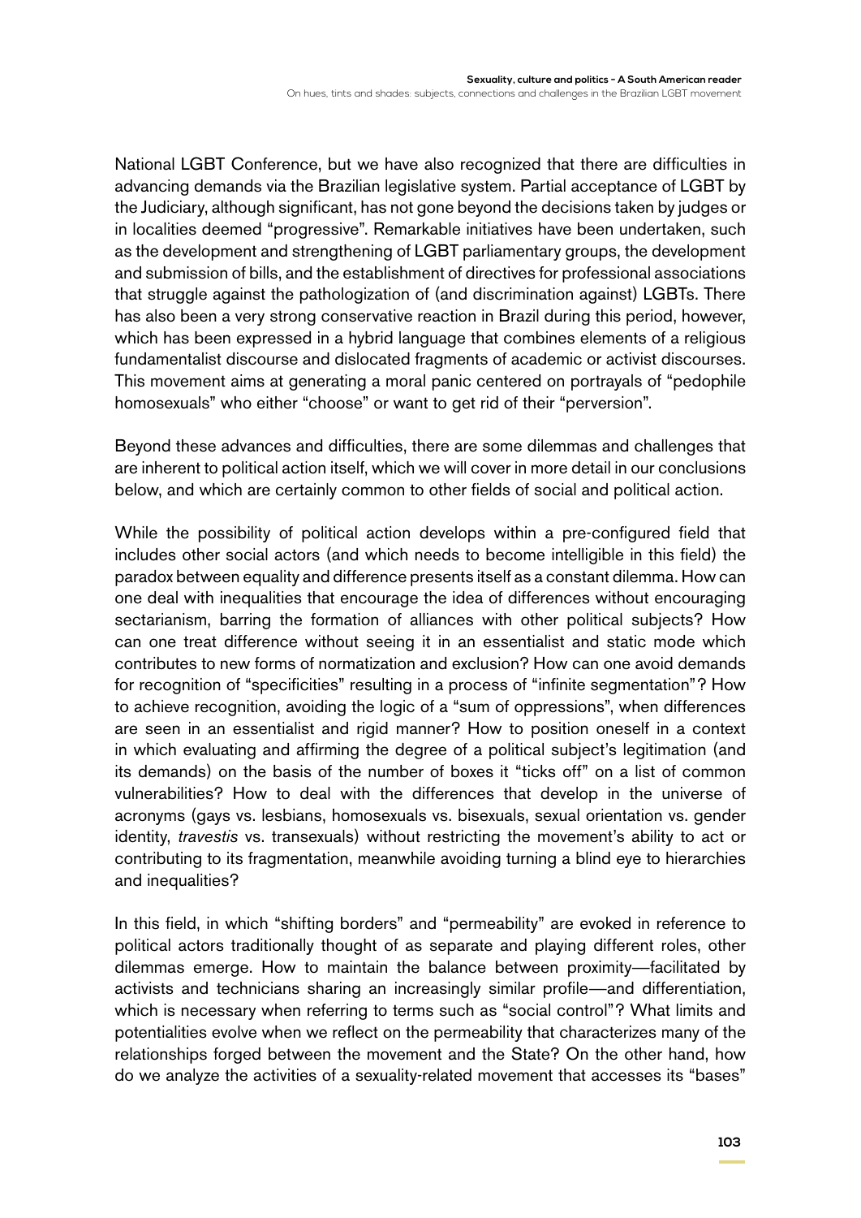National LGBT Conference, but we have also recognized that there are difficulties in advancing demands via the Brazilian legislative system. Partial acceptance of LGBT by the Judiciary, although significant, has not gone beyond the decisions taken by judges or in localities deemed "progressive". Remarkable initiatives have been undertaken, such as the development and strengthening of LGBT parliamentary groups, the development and submission of bills, and the establishment of directives for professional associations that struggle against the pathologization of (and discrimination against) LGBTs. There has also been a very strong conservative reaction in Brazil during this period, however, which has been expressed in a hybrid language that combines elements of a religious fundamentalist discourse and dislocated fragments of academic or activist discourses. This movement aims at generating a moral panic centered on portrayals of "pedophile homosexuals" who either "choose" or want to get rid of their "perversion".

Beyond these advances and difficulties, there are some dilemmas and challenges that are inherent to political action itself, which we will cover in more detail in our conclusions below, and which are certainly common to other fields of social and political action.

While the possibility of political action develops within a pre-configured field that includes other social actors (and which needs to become intelligible in this field) the paradox between equality and difference presents itself as a constant dilemma. How can one deal with inequalities that encourage the idea of differences without encouraging sectarianism, barring the formation of alliances with other political subjects? How can one treat difference without seeing it in an essentialist and static mode which contributes to new forms of normatization and exclusion? How can one avoid demands for recognition of "specificities" resulting in a process of "infinite segmentation"? How to achieve recognition, avoiding the logic of a "sum of oppressions", when differences are seen in an essentialist and rigid manner? How to position oneself in a context in which evaluating and affirming the degree of a political subject's legitimation (and its demands) on the basis of the number of boxes it "ticks off" on a list of common vulnerabilities? How to deal with the differences that develop in the universe of acronyms (gays vs. lesbians, homosexuals vs. bisexuals, sexual orientation vs. gender identity, *travestis* vs. transexuals) without restricting the movement's ability to act or contributing to its fragmentation, meanwhile avoiding turning a blind eye to hierarchies and inequalities?

In this field, in which "shifting borders" and "permeability" are evoked in reference to political actors traditionally thought of as separate and playing different roles, other dilemmas emerge. How to maintain the balance between proximity—facilitated by activists and technicians sharing an increasingly similar profile—and differentiation, which is necessary when referring to terms such as "social control"? What limits and potentialities evolve when we reflect on the permeability that characterizes many of the relationships forged between the movement and the State? On the other hand, how do we analyze the activities of a sexuality-related movement that accesses its "bases"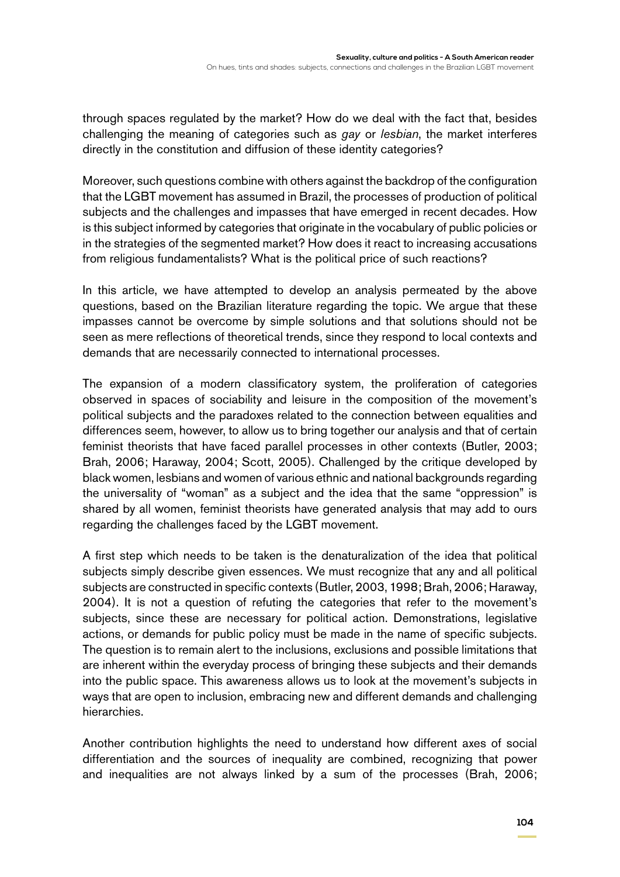through spaces regulated by the market? How do we deal with the fact that, besides challenging the meaning of categories such as *gay* or *lesbian*, the market interferes directly in the constitution and diffusion of these identity categories?

Moreover, such questions combine with others against the backdrop of the configuration that the LGBT movement has assumed in Brazil, the processes of production of political subjects and the challenges and impasses that have emerged in recent decades. How is this subject informed by categories that originate in the vocabulary of public policies or in the strategies of the segmented market? How does it react to increasing accusations from religious fundamentalists? What is the political price of such reactions?

In this article, we have attempted to develop an analysis permeated by the above questions, based on the Brazilian literature regarding the topic. We argue that these impasses cannot be overcome by simple solutions and that solutions should not be seen as mere reflections of theoretical trends, since they respond to local contexts and demands that are necessarily connected to international processes.

The expansion of a modern classificatory system, the proliferation of categories observed in spaces of sociability and leisure in the composition of the movement's political subjects and the paradoxes related to the connection between equalities and differences seem, however, to allow us to bring together our analysis and that of certain feminist theorists that have faced parallel processes in other contexts (Butler, 2003; Brah, 2006; Haraway, 2004; Scott, 2005). Challenged by the critique developed by black women, lesbians and women of various ethnic and national backgrounds regarding the universality of "woman" as a subject and the idea that the same "oppression" is shared by all women, feminist theorists have generated analysis that may add to ours regarding the challenges faced by the LGBT movement.

A first step which needs to be taken is the denaturalization of the idea that political subjects simply describe given essences. We must recognize that any and all political subjects are constructed in specific contexts (Butler, 2003, 1998; Brah, 2006; Haraway, 2004). It is not a question of refuting the categories that refer to the movement's subjects, since these are necessary for political action. Demonstrations, legislative actions, or demands for public policy must be made in the name of specific subjects. The question is to remain alert to the inclusions, exclusions and possible limitations that are inherent within the everyday process of bringing these subjects and their demands into the public space. This awareness allows us to look at the movement's subjects in ways that are open to inclusion, embracing new and different demands and challenging hierarchies.

Another contribution highlights the need to understand how different axes of social differentiation and the sources of inequality are combined, recognizing that power and inequalities are not always linked by a sum of the processes (Brah, 2006;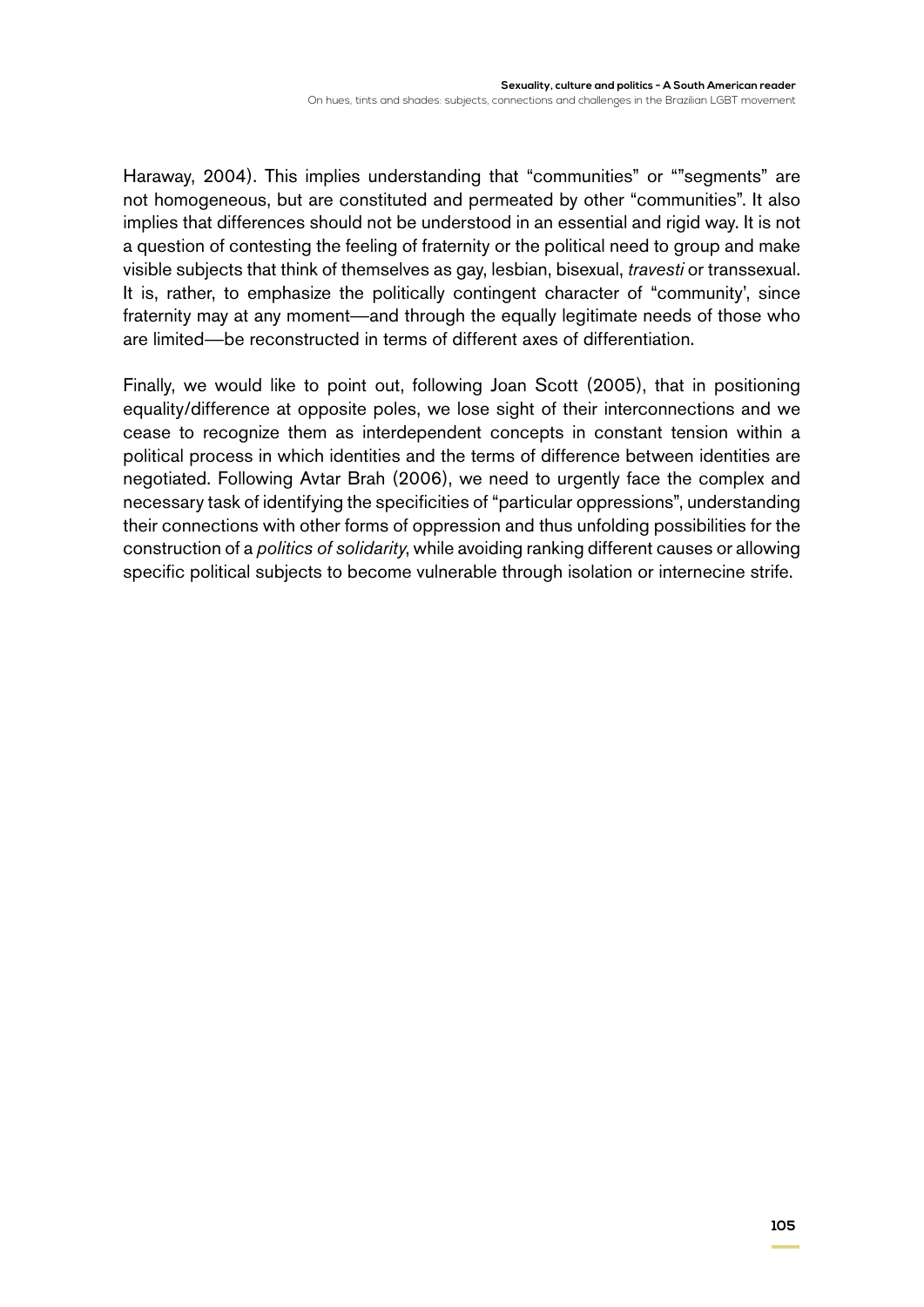Haraway, 2004). This implies understanding that "communities" or ""segments" are not homogeneous, but are constituted and permeated by other "communities". It also implies that differences should not be understood in an essential and rigid way. It is not a question of contesting the feeling of fraternity or the political need to group and make visible subjects that think of themselves as gay, lesbian, bisexual, *travesti* or transsexual. It is, rather, to emphasize the politically contingent character of "community', since fraternity may at any moment—and through the equally legitimate needs of those who are limited—be reconstructed in terms of different axes of differentiation.

Finally, we would like to point out, following Joan Scott (2005), that in positioning equality/difference at opposite poles, we lose sight of their interconnections and we cease to recognize them as interdependent concepts in constant tension within a political process in which identities and the terms of difference between identities are negotiated. Following Avtar Brah (2006), we need to urgently face the complex and necessary task of identifying the specificities of "particular oppressions", understanding their connections with other forms of oppression and thus unfolding possibilities for the construction of a *politics of solidarity*, while avoiding ranking different causes or allowing specific political subjects to become vulnerable through isolation or internecine strife.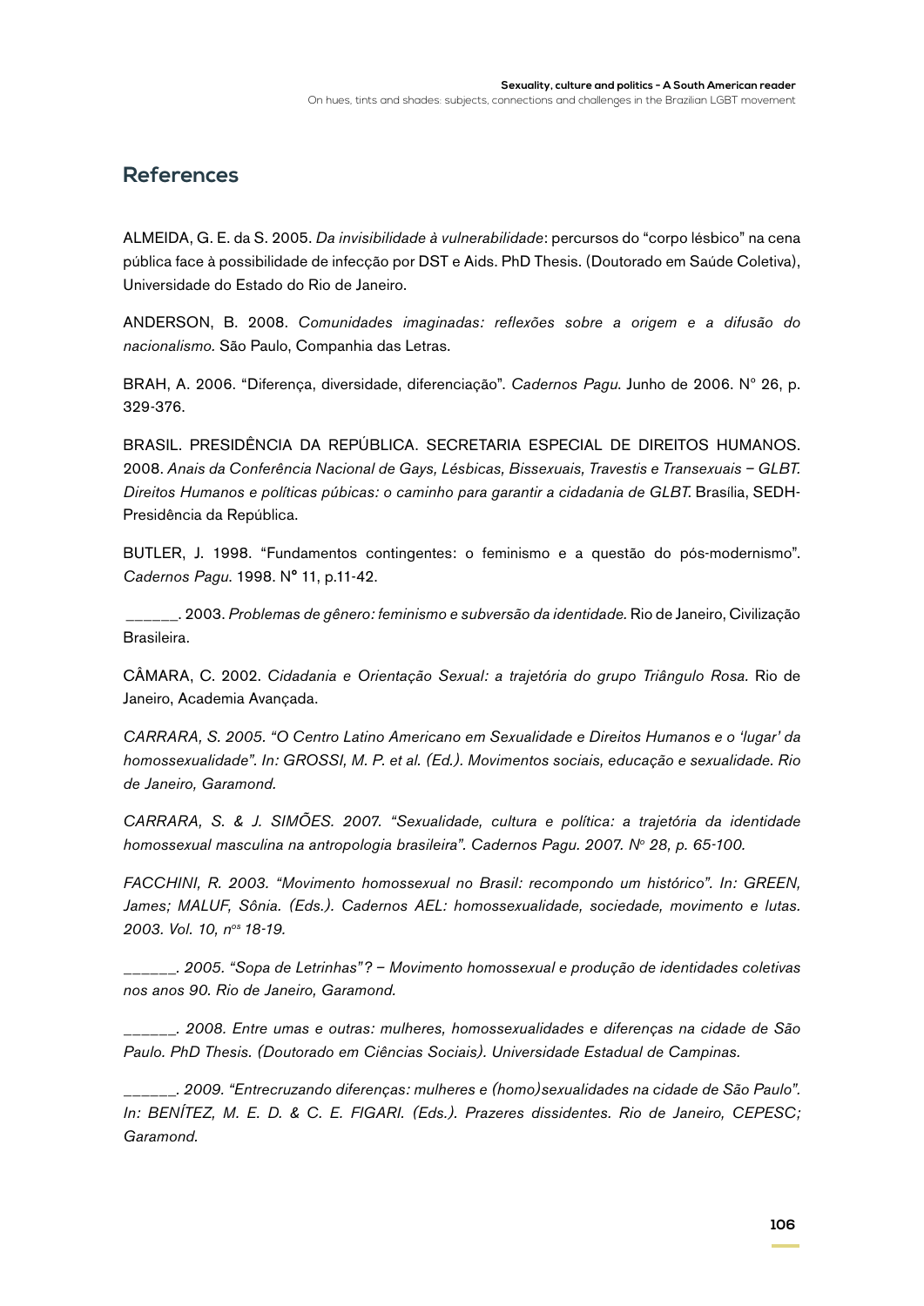## References

ALMEIDA, G. E. da S. 2005. *Da invisibilidade à vulnerabilidade*: percursos do "corpo lésbico" na cena pública face à possibilidade de infecção por DST e Aids. PhD Thesis. (Doutorado em Saúde Coletiva), Universidade do Estado do Rio de Janeiro.

ANDERSON, B. 2008. *Comunidades imaginadas: reflexões sobre a origem e a difusão do nacionalismo.* São Paulo, Companhia das Letras.

BRAH, A. 2006. "Diferença, diversidade, diferenciação". *Cadernos Pagu*. Junho de 2006. Nº 26, p. 329-376.

BRASIL. PRESIDÊNCIA DA REPÚBLICA. SECRETARIA ESPECIAL DE DIREITOS HUMANOS. 2008. *Anais da Conferência Nacional de Gays, Lésbicas, Bissexuais, Travestis e Transexuais – GLBT. Direitos Humanos e políticas púbicas: o caminho para garantir a cidadania de GLBT*. Brasília, SEDH-Presidência da República.

BUTLER, J. 1998. "Fundamentos contingentes: o feminismo e a questão do pós-modernismo". *Cadernos Pagu*. 1998. Nº 11, p.11-42.

______. 2003. *Problemas de gênero: feminismo e subversão da identidade.* Rio de Janeiro, Civilização Brasileira.

CÂMARA, C. 2002. *Cidadania e Orientação Sexual: a trajetória do grupo Triângulo Rosa.* Rio de Janeiro, Academia Avançada.

*CARRARA, S. 2005. "O Centro Latino Americano em Sexualidade e Direitos Humanos e o 'lugar' da homossexualidade". In: GROSSI, M. P. et al. (Ed.). Movimentos sociais, educação e sexualidade. Rio de Janeiro, Garamond.*

*CARRARA, S. & J. SIMÕES. 2007. "Sexualidade, cultura e política: a trajetória da identidade homossexual masculina na antropologia brasileira". Cadernos Pagu. 2007. Nº 28, p. 65-100.*

*FACCHINI, R. 2003. "Movimento homossexual no Brasil: recompondo um histórico". In: GREEN, James; MALUF, Sônia. (Eds.). Cadernos AEL: homossexualidade, sociedade, movimento e lutas. 2003. Vol. 10, nºs 18-19.*

*______. 2005. "Sopa de Letrinhas"? – Movimento homossexual e produção de identidades coletivas nos anos 90. Rio de Janeiro, Garamond.*

*______. 2008. Entre umas e outras: mulheres, homossexualidades e diferenças na cidade de São Paulo. PhD Thesis. (Doutorado em Ciências Sociais). Universidade Estadual de Campinas.*

*______. 2009. "Entrecruzando diferenças: mulheres e (homo)sexualidades na cidade de São Paulo". In: BENÍTEZ, M. E. D. & C. E. FIGARI. (Eds.). Prazeres dissidentes. Rio de Janeiro, CEPESC; Garamond.*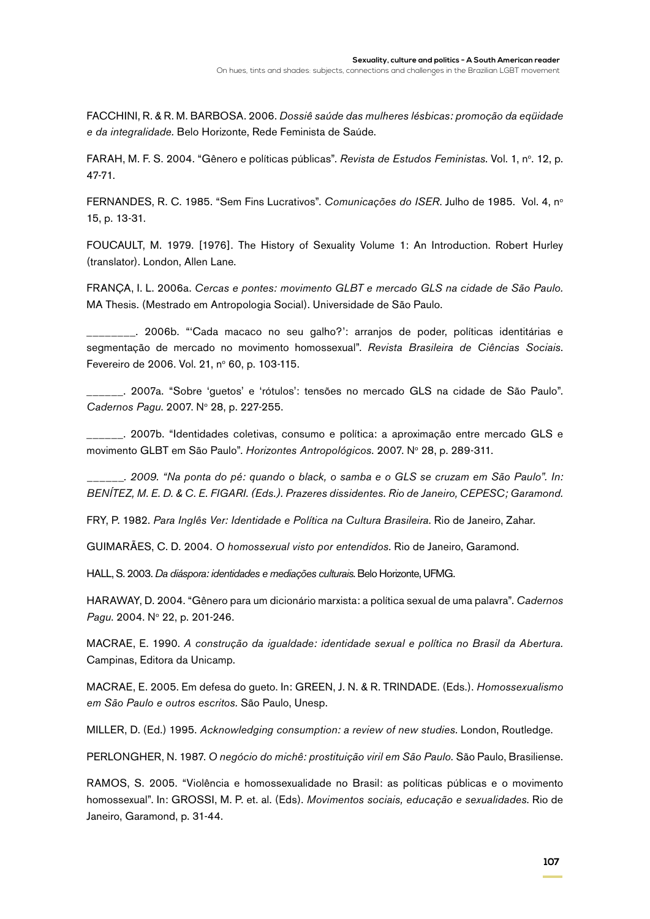FACCHINI, R. & R. M. BARBOSA. 2006. *Dossiê saúde das mulheres lésbicas: promoção da eqüidade e da integralidade.* Belo Horizonte, Rede Feminista de Saúde.

FARAH, M. F. S. 2004. "Gênero e políticas públicas". *Revista de Estudos Feministas*. Vol. 1, nº. 12, p. 47-71.

FERNANDES, R. C. 1985. "Sem Fins Lucrativos". *Comunicações do ISER*. Julho de 1985. Vol. 4, nº 15, p. 13-31.

FOUCAULT, M. 1979. [1976]. The History of Sexuality Volume 1: An Introduction. Robert Hurley (translator). London, Allen Lane.

FRANÇA, I. L. 2006a. *Cercas e pontes: movimento GLBT e mercado GLS na cidade de São Paulo.* MA Thesis. (Mestrado em Antropologia Social). Universidade de São Paulo.

________. 2006b. "'Cada macaco no seu galho?': arranjos de poder, políticas identitárias e segmentação de mercado no movimento homossexual". *Revista Brasileira de Ciências Sociais*. Fevereiro de 2006. Vol. 21, nº 60, p. 103-115.

______. 2007a. "Sobre 'guetos' e 'rótulos': tensões no mercado GLS na cidade de São Paulo". *Cadernos Pagu*. 2007. Nº 28, p. 227-255.

______. 2007b. "Identidades coletivas, consumo e política: a aproximação entre mercado GLS e movimento GLBT em São Paulo". *Horizontes Antropológicos*. 2007. Nº 28, p. 289-311.

*______. 2009. "Na ponta do pé: quando o black, o samba e o GLS se cruzam em São Paulo". In: BENÍTEZ, M. E. D. & C. E. FIGARI. (Eds.). Prazeres dissidentes. Rio de Janeiro, CEPESC; Garamond.*

FRY, P. 1982. *Para Inglês Ver: Identidade e Política na Cultura Brasileira*. Rio de Janeiro, Zahar.

GUIMARÃES, C. D. 2004. *O homossexual visto por entendidos.* Rio de Janeiro, Garamond.

HALL, S. 2003. *Da diáspora: identidades e mediações culturais*. Belo Horizonte, UFMG.

HARAWAY, D. 2004. "Gênero para um dicionário marxista: a política sexual de uma palavra". *Cadernos Pagu*. 2004. Nº 22, p. 201-246.

MACRAE, E. 1990. *A construção da igualdade: identidade sexual e política no Brasil da Abertura.* Campinas, Editora da Unicamp.

MACRAE, E. 2005. Em defesa do gueto. In: GREEN, J. N. & R. TRINDADE. (Eds.). *Homossexualismo em São Paulo e outros escritos.* São Paulo, Unesp.

MILLER, D. (Ed.) 1995. *Acknowledging consumption: a review of new studies*. London, Routledge.

PERLONGHER, N. 1987. *O negócio do michê: prostituição viril em São Paulo.* São Paulo, Brasiliense.

RAMOS, S. 2005. "Violência e homossexualidade no Brasil: as políticas públicas e o movimento homossexual". In: GROSSI, M. P. et. al. (Eds). *Movimentos sociais, educação e sexualidades*. Rio de Janeiro, Garamond, p. 31-44.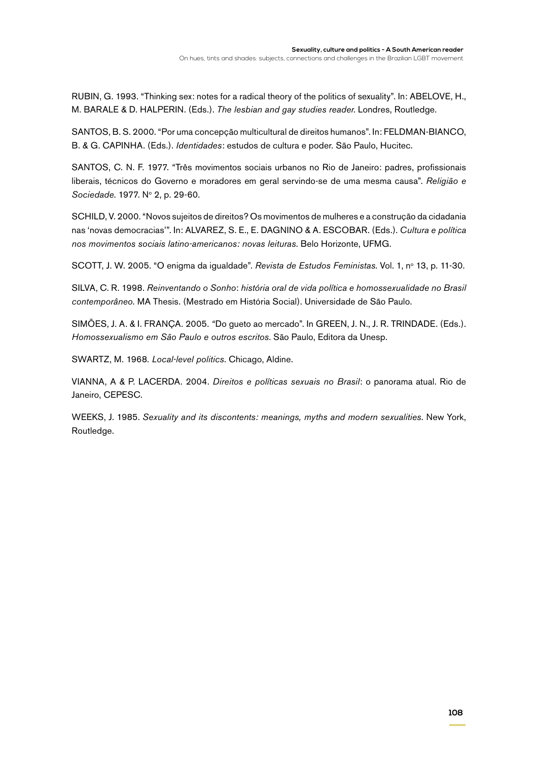RUBIN, G. 1993. "Thinking sex: notes for a radical theory of the politics of sexuality". In: ABELOVE, H., M. BARALE & D. HALPERIN. (Eds.). *The lesbian and gay studies reader.* Londres, Routledge.

SANTOS, B. S. 2000. "Por uma concepção multicultural de direitos humanos". In: FELDMAN-BIANCO, B. & G. CAPINHA. (Eds.). *Identidades*: estudos de cultura e poder. São Paulo, Hucitec.

SANTOS, C. N. F. 1977. "Três movimentos sociais urbanos no Rio de Janeiro: padres, profissionais liberais, técnicos do Governo e moradores em geral servindo-se de uma mesma causa". *Religião e Sociedade*. 1977. Nº 2, p. 29-60.

SCHILD, V. 2000. "Novos sujeitos de direitos? Os movimentos de mulheres e a construção da cidadania nas 'novas democracias'". In: ALVAREZ, S. E., E. DAGNINO & A. ESCOBAR. (Eds.). *Cultura e política nos movimentos sociais latino-americanos: novas leituras.* Belo Horizonte, UFMG.

SCOTT, J. W. 2005. "O enigma da igualdade". *Revista de Estudos Feministas*. Vol. 1, nº 13, p. 11-30.

SILVA, C. R. 1998. *Reinventando o Sonho*: *história oral de vida política e homossexualidade no Brasil contemporâneo.* MA Thesis. (Mestrado em História Social). Universidade de São Paulo.

SIMÕES, J. A. & I. FRANÇA. 2005. "Do gueto ao mercado". In GREEN, J. N., J. R. TRINDADE. (Eds.). *Homossexualismo em São Paulo e outros escritos*. São Paulo, Editora da Unesp.

SWARTZ, M. 1968. *Local-level politics.* Chicago, Aldine.

VIANNA, A & P. LACERDA. 2004. *Direitos e políticas sexuais no Brasil*: o panorama atual. Rio de Janeiro, CEPESC.

WEEKS, J. 1985. *Sexuality and its discontents: meanings, myths and modern sexualities.* New York, Routledge.